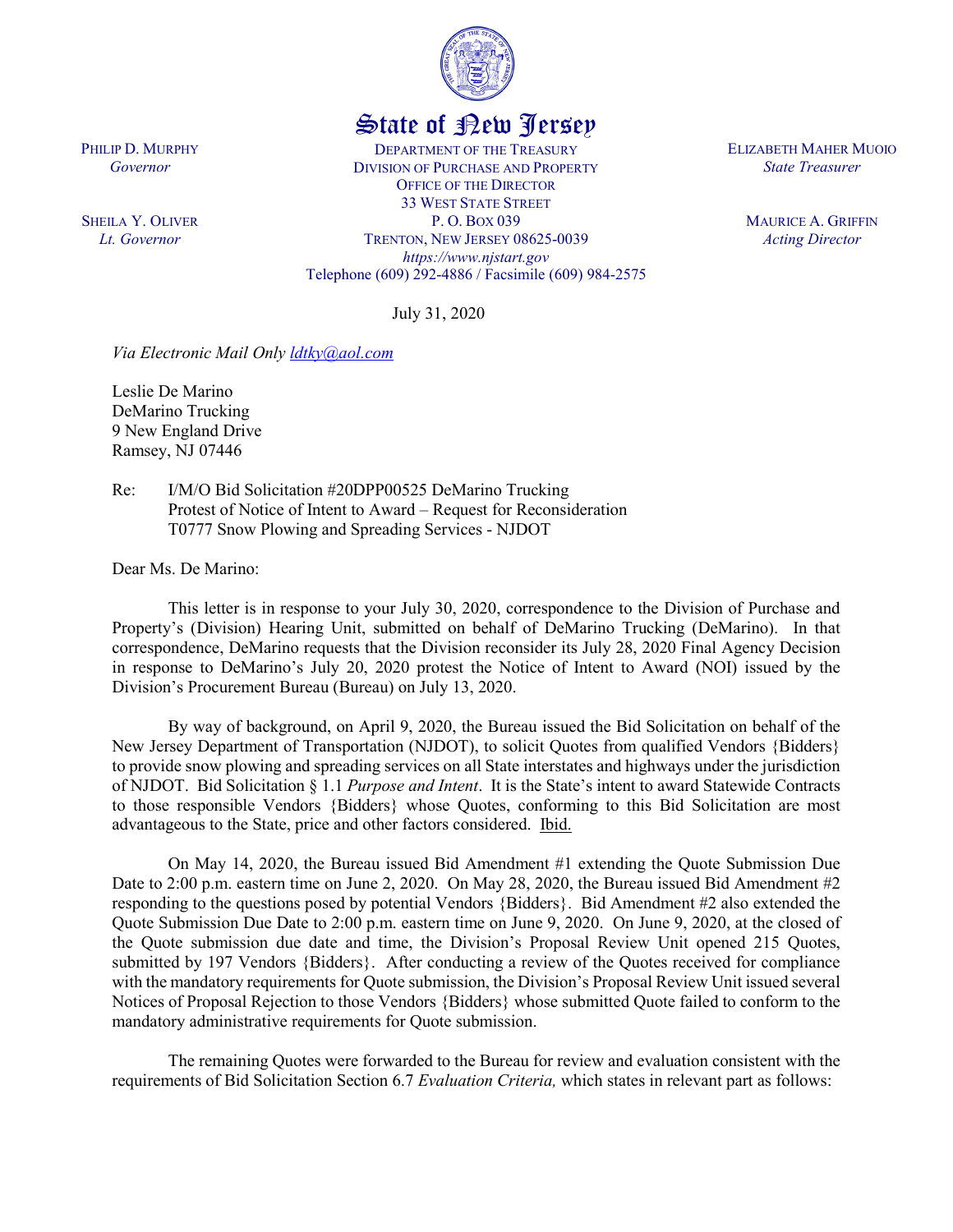State of New Jersey

PHILIP D. MURPHY
*Governor*

SHEILA Y. OLIVER
*Lt. Governor*

DEPARTMENT OF THE TREASURY
DIVISION OF PURCHASE AND PROPERTY
OFFICE OF THE DIRECTOR
33 WEST STATE STREET
P. O. BOX 039
TRENTON, NEW JERSEY 08625-0039
*https://www.njstart.gov*
Telephone (609) 292-4886 / Facsimile (609) 984-2575

ELIZABETH MAHER MUOIO
*State Treasurer*

MAURICE A. GRIFFIN
*Acting Director*

July 31, 2020

*Via Electronic Mail Only ldtky@aol.com*

Leslie De Marino
DeMarino Trucking
9 New England Drive
Ramsey, NJ 07446

Re: I/M/O Bid Solicitation #20DPP00525 DeMarino Trucking
Protest of Notice of Intent to Award – Request for Reconsideration
T0777 Snow Plowing and Spreading Services - NJDOT

Dear Ms. De Marino:

This letter is in response to your July 30, 2020, correspondence to the Division of Purchase and Property's (Division) Hearing Unit, submitted on behalf of DeMarino Trucking (DeMarino). In that correspondence, DeMarino requests that the Division reconsider its July 28, 2020 Final Agency Decision in response to DeMarino's July 20, 2020 protest the Notice of Intent to Award (NOI) issued by the Division's Procurement Bureau (Bureau) on July 13, 2020.

By way of background, on April 9, 2020, the Bureau issued the Bid Solicitation on behalf of the New Jersey Department of Transportation (NJDOT), to solicit Quotes from qualified Vendors {Bidders} to provide snow plowing and spreading services on all State interstates and highways under the jurisdiction of NJDOT. Bid Solicitation § 1.1 *Purpose and Intent*. It is the State's intent to award Statewide Contracts to those responsible Vendors {Bidders} whose Quotes, conforming to this Bid Solicitation are most advantageous to the State, price and other factors considered. Ibid.

On May 14, 2020, the Bureau issued Bid Amendment #1 extending the Quote Submission Due Date to 2:00 p.m. eastern time on June 2, 2020. On May 28, 2020, the Bureau issued Bid Amendment #2 responding to the questions posed by potential Vendors {Bidders}. Bid Amendment #2 also extended the Quote Submission Due Date to 2:00 p.m. eastern time on June 9, 2020. On June 9, 2020, at the closed of the Quote submission due date and time, the Division's Proposal Review Unit opened 215 Quotes, submitted by 197 Vendors {Bidders}. After conducting a review of the Quotes received for compliance with the mandatory requirements for Quote submission, the Division's Proposal Review Unit issued several Notices of Proposal Rejection to those Vendors {Bidders} whose submitted Quote failed to conform to the mandatory administrative requirements for Quote submission.

The remaining Quotes were forwarded to the Bureau for review and evaluation consistent with the requirements of Bid Solicitation Section 6.7 *Evaluation Criteria,* which states in relevant part as follows: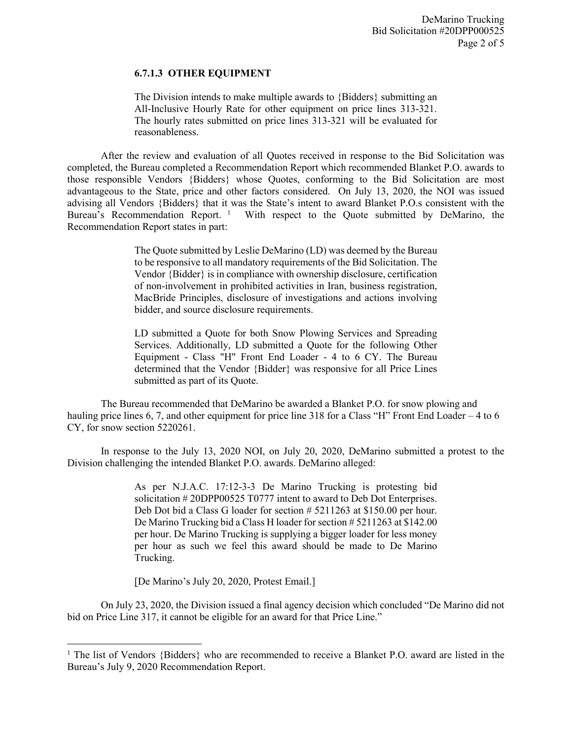### 6.7.1.3 OTHER EQUIPMENT

> The Division intends to make multiple awards to {Bidders} submitting an All-Inclusive Hourly Rate for other equipment on price lines 313-321. The hourly rates submitted on price lines 313-321 will be evaluated for reasonableness.

After the review and evaluation of all Quotes received in response to the Bid Solicitation was completed, the Bureau completed a Recommendation Report which recommended Blanket P.O. awards to those responsible Vendors {Bidders} whose Quotes, conforming to the Bid Solicitation are most advantageous to the State, price and other factors considered. On July 13, 2020, the NOI was issued advising all Vendors {Bidders} that it was the State's intent to award Blanket P.O.s consistent with the Bureau's Recommendation Report.[1] With respect to the Quote submitted by DeMarino, the Recommendation Report states in part:

> The Quote submitted by Leslie DeMarino (LD) was deemed by the Bureau to be responsive to all mandatory requirements of the Bid Solicitation. The Vendor {Bidder} is in compliance with ownership disclosure, certification of non-involvement in prohibited activities in Iran, business registration, MacBride Principles, disclosure of investigations and actions involving bidder, and source disclosure requirements.
>
> LD submitted a Quote for both Snow Plowing Services and Spreading Services. Additionally, LD submitted a Quote for the following Other Equipment - Class "H" Front End Loader - 4 to 6 CY. The Bureau determined that the Vendor {Bidder} was responsive for all Price Lines submitted as part of its Quote.

The Bureau recommended that DeMarino be awarded a Blanket P.O. for snow plowing and hauling price lines 6, 7, and other equipment for price line 318 for a Class "H" Front End Loader – 4 to 6 CY, for snow section 5220261.

In response to the July 13, 2020 NOI, on July 20, 2020, DeMarino submitted a protest to the Division challenging the intended Blanket P.O. awards. DeMarino alleged:

> As per N.J.A.C. 17:12-3-3 De Marino Trucking is protesting bid solicitation # 20DPP00525 T0777 intent to award to Deb Dot Enterprises. Deb Dot bid a Class G loader for section # 5211263 at $150.00 per hour. De Marino Trucking bid a Class H loader for section # 5211263 at $142.00 per hour. De Marino Trucking is supplying a bigger loader for less money per hour as such we feel this award should be made to De Marino Trucking.
>
> [De Marino's July 20, 2020, Protest Email.]

On July 23, 2020, the Division issued a final agency decision which concluded "De Marino did not bid on Price Line 317, it cannot be eligible for an award for that Price Line."

---

[1] The list of Vendors {Bidders} who are recommended to receive a Blanket P.O. award are listed in the Bureau's July 9, 2020 Recommendation Report.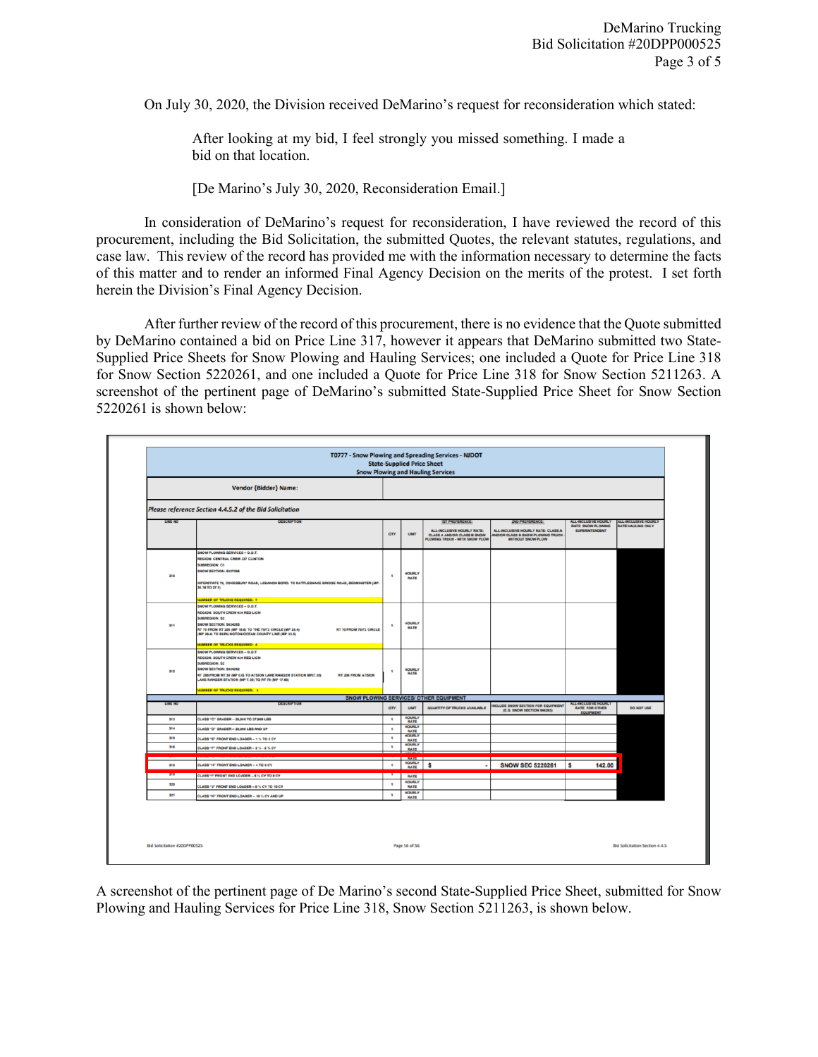On July 30, 2020, the Division received DeMarino's request for reconsideration which stated:

> After looking at my bid, I feel strongly you missed something. I made a bid on that location.
>
> [De Marino's July 30, 2020, Reconsideration Email.]

In consideration of DeMarino's request for reconsideration, I have reviewed the record of this procurement, including the Bid Solicitation, the submitted Quotes, the relevant statutes, regulations, and case law. This review of the record has provided me with the information necessary to determine the facts of this matter and to render an informed Final Agency Decision on the merits of the protest. I set forth herein the Division's Final Agency Decision.

After further review of the record of this procurement, there is no evidence that the Quote submitted by DeMarino contained a bid on Price Line 317, however it appears that DeMarino submitted two State-Supplied Price Sheets for Snow Plowing and Hauling Services; one included a Quote for Price Line 318 for Snow Section 5220261, and one included a Quote for Price Line 318 for Snow Section 5211263. A screenshot of the pertinent page of DeMarino's submitted State-Supplied Price Sheet for Snow Section 5220261 is shown below:

**T0777 - Snow Plowing and Spreading Services - NJDOT**
**State-Supplied Price Sheet**
**Snow Plowing and Hauling Services**

Vendor {Bidder} Name:

*Please reference Section 4.4.5.2 of the Bid Solicitation*

| LINE NO | DESCRIPTION | QTY | UNIT | 1ST PREFERENCE: ALL-INCLUSIVE HOURLY RATE: CLASS A AND/OR CLASS B SNOW PLOWING TRUCK - WITH SNOW PLOW | 2ND PREFERENCE: ALL-INCLUSIVE HOURLY RATE: CLASS A AND/OR CLASS B SNOW PLOWING TRUCK - WITHOUT SNOW PLOW | ALL-INCLUSIVE HOURLY RATE SNOW PLOWING SUPERINTENDENT | ALL-INCLUSIVE HOURLY RATE HAULING ONLY |
|---|---|---|---|---|---|---|---|
| 310 | SNOW PLOWING SERVICES – D.O.T. REGION: CENTRAL CREW 237 CLINTON SUBREGION: C1 SNOW SECTION: 5337366 INTERSTATE 78, COKESBURY ROAD, LEBANON BORO. TO RATTLESNAKE BRIDGE ROAD, BEDMINSTER (MP. 20.78 TO 27.1) NUMBER OF TRUCKS REQUIRED: 7 | 1 | HOURLY RATE | | | | |
| 311 | SNOW PLOWING SERVICES – D.O.T. REGION: SOUTH CREW 434 RED LION SUBREGION: S2 SNOW SECTION: 5434265 RT 70 FROM RT 206 (MP 18.8) TO THE 70/72 CIRCLE (MP 28.4) (MP 28.4) TO BURLINGTON/OCEAN COUNTY LINE (MP 33.8) RT 70 FROM 70/72 CIRCLE NUMBER OF TRUCKS REQUIRED: 4 | 1 | HOURLY RATE | | | | |
| 312 | SNOW PLOWING SERVICES – D.O.T. REGION: SOUTH CREW 434 RED LION SUBREGION: S2 SNOW SECTION: 5434262 RT 206 FROM RT 38 (MP 0.0) TO ATSION LAKE RANGER STATION MP(7.35) RT 206 FROM ATSION LAKE RANGER STATION (MP 7.35) TO RT 70 (MP 17.66) NUMBER OF TRUCKS REQUIRED: 4 | 1 | HOURLY RATE | | | | |

**SNOW PLOWING SERVICES/ OTHER EQUIPMENT**

| LINE NO | DESCRIPTION | QTY | UNIT | QUANTITY OF TRUCKS AVAILABLE | INCLUDE SNOW SECTION FOR EQUIPMENT (E.G. SNOW SECTION 5402XX) | ALL-INCLUSIVE HOURLY RATE FOR OTHER EQUIPMENT | DO NOT USE |
|---|---|---|---|---|---|---|---|
| 313 | CLASS "C" GRADER – 20,000 TO 27,999 LBS | 1 | HOURLY RATE | | | | |
| 314 | CLASS "D" GRADER – 28,000 LBS AND UP | 1 | HOURLY RATE | | | | |
| 315 | CLASS "E" FRONT END LOADER – 1 ½ TO 2 CY | 1 | HOURLY RATE | | | | |
| 316 | CLASS "F" FRONT END LOADER – 2 ½ - 3 ¾ CY | 1 | HOURLY RATE | | | | |
| 317 | | | RATE | | | | |
| 318 | CLASS "H" FRONT END LOADER – 4 TO 6 CY | 1 | HOURLY RATE | $ - | SNOW SEC 5220261 | $ 142.00 | |
| 319 | CLASS "I" FRONT END LOADER – 6 ½ CY TO 8 CY | 1 | RATE | | | | |
| 320 | CLASS "J" FRONT END LOADER – 8 ½ CY TO 10 CY | 1 | HOURLY RATE | | | | |
| 321 | CLASS "K" FRONT END LOADER – 10 ½ CY AND UP | 1 | HOURLY RATE | | | | |

Bid Solicitation #20DPP00525 — Page 16 of 56 — Bid Solicitation Section 4.4.5

A screenshot of the pertinent page of De Marino's second State-Supplied Price Sheet, submitted for Snow Plowing and Hauling Services for Price Line 318, Snow Section 5211263, is shown below.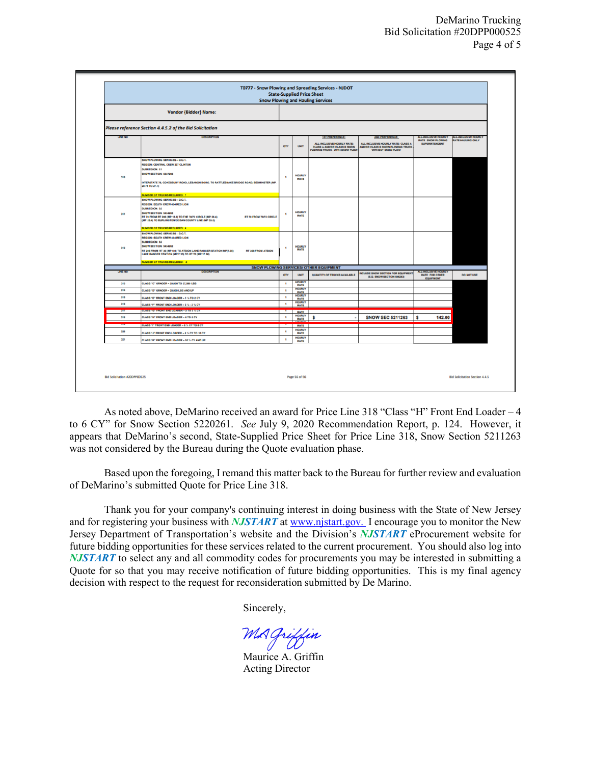| T0777 - Snow Plowing and Spreading Services - NJDOT<br>State-Supplied Price Sheet<br>Snow Plowing and Hauling Services | | | | | | | |
|---|---|---|---|---|---|---|---|
| Vendor {Bidder} Name: | | | | | | | |
| Please reference Section 4.4.5.2 of the Bid Solicitation | | | | | | | |
| LINE NO | DESCRIPTION | QTY | UNIT | 1ST PREFERENCE:<br>ALL-INCLUSIVE HOURLY RATE: CLASS A AND/OR CLASS B SNOW PLOWING TRUCK - WITH SNOW PLOW | 2ND PREFERENCE:<br>ALL-INCLUSIVE HOURLY RATE: CLASS A AND/OR CLASS B SNOW PLOWING TRUCK WITHOUT SNOW PLOW | ALL-INCLUSIVE HOURLY RATE: SNOW PLOWING SUPERINTENDENT | ALL-INCLUSIVE HOURLY RATE HAULING ONLY |
| 310 | SNOW PLOWING SERVICES – D.O.T.<br>REGION: CENTRAL CREW 337 CLINTON<br>SUBREGION: 01<br>SNOW SECTION: 5317268<br>INTERSTATE 78, COKESBURY ROAD, LEBANON BORO. TO RATTLESNAKE BRIDGE ROAD, BEDMINSTER (MP 20.78 TO 27.1)<br>NUMBER OF TRUCKS REQUIRED: 7 | 1 | HOURLY RATE | | | | |
| 311 | SNOW PLOWING SERVICES – D.O.T.<br>REGION: SOUTH CREW 434 RED LION<br>SUBREGION: 52<br>SNOW SECTION: 5454263<br>RT 70 FROM RT 206 (MP 18.0) TO THE 70/72 CIRCLE (MP 28.4) RT 70 FROM 70/72 CIRCLE (MP 28.4) TO BURLINGTON/OCEAN COUNTY LINE (MP 33.0)<br>NUMBER OF TRUCKS REQUIRED: 4 | 1 | HOURLY RATE | | | | |
| 312 | SNOW PLOWING SERVICES – D.O.T.<br>REGION: SOUTH CREW 434 RED LION<br>SUBREGION: 52<br>SNOW SECTION: 5454262<br>RT 206 FROM RT 30 (MP 0.0) TO ATSION LAKE RANGER STATION MP(7.35) RT 206 FROM ATSION LAKE RANGER STATION (MP 7.35) TO RT 70 (MP 17.58)<br>NUMBER OF TRUCKS REQUIRED: 4 | 1 | HOURLY RATE | | | | |
| SNOW PLOWING SERVICES/ OTHER EQUIPMENT | | | | | | | |
| LINE NO | DESCRIPTION | QTY | UNIT | QUANTITY OF TRUCKS AVAILABLE | INCLUDE SNOW SECTION FOR EQUIPMENT (E.G. SNOW SECTION 540263) | ALL-INCLUSIVE HOURLY RATE FOR OTHER EQUIPMENT | DO NOT USE |
| 313 | CLASS "C" GRADER – 20,000 TO 27,999 LBS | 1 | HOURLY RATE | | | | |
| 314 | CLASS "D" GRADER – 28,000 LBS AND UP | 1 | HOURLY RATE | | | | |
| 315 | CLASS "E" FRONT END LOADER – 1 ½ TO 2 CY | 1 | HOURLY RATE | | | | |
| 316 | CLASS "F" FRONT END LOADER – 2 ¼ - 3 ¼ CY | 1 | HOURLY RATE | | | | |
| 317 | CLASS "G" FRONT END LOADER – 3 TO 3 ¾ CY | 1 | HOURLY RATE | | | | |
| 318 | CLASS "H" FRONT END LOADER – 4 TO 6 CY | 1 | HOURLY RATE | $ - | SNOW SEC 5211263 | $ 142.00 | |
| 319 | CLASS "I" FRONT END LOADER – 6 ½ CY TO 8 CY | 1 | HOURLY RATE | | | | |
| 320 | CLASS "J" FRONT END LOADER – 8 ¼ CY TO 10 CY | 1 | HOURLY RATE | | | | |
| 321 | CLASS "K" FRONT END LOADER – 10 ¼ CY AND UP | 1 | HOURLY RATE | | | | |

Bid Solicitation #20DPP00525 Page 56 of 56 Bid Solicitation Section 4.4.5

As noted above, DeMarino received an award for Price Line 318 "Class "H" Front End Loader – 4 to 6 CY" for Snow Section 5220261. *See* July 9, 2020 Recommendation Report, p. 124. However, it appears that DeMarino's second, State-Supplied Price Sheet for Price Line 318, Snow Section 5211263 was not considered by the Bureau during the Quote evaluation phase.

Based upon the foregoing, I remand this matter back to the Bureau for further review and evaluation of DeMarino's submitted Quote for Price Line 318.

Thank you for your company's continuing interest in doing business with the State of New Jersey and for registering your business with ***NJSTART*** at www.njstart.gov. I encourage you to monitor the New Jersey Department of Transportation's website and the Division's ***NJSTART*** eProcurement website for future bidding opportunities for these services related to the current procurement. You should also log into ***NJSTART*** to select any and all commodity codes for procurements you may be interested in submitting a Quote for so that you may receive notification of future bidding opportunities. This is my final agency decision with respect to the request for reconsideration submitted by De Marino.

Sincerely,

Maurice A. Griffin
Acting Director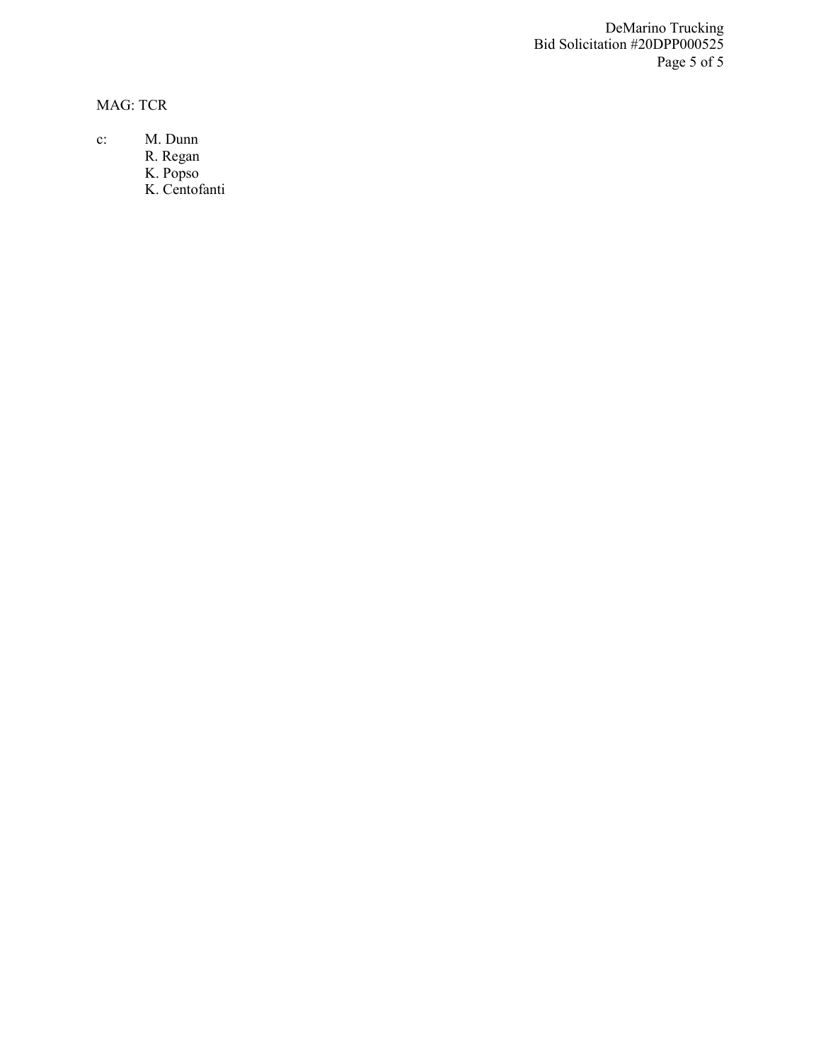MAG: TCR

c: M. Dunn
R. Regan
K. Popso
K. Centofanti